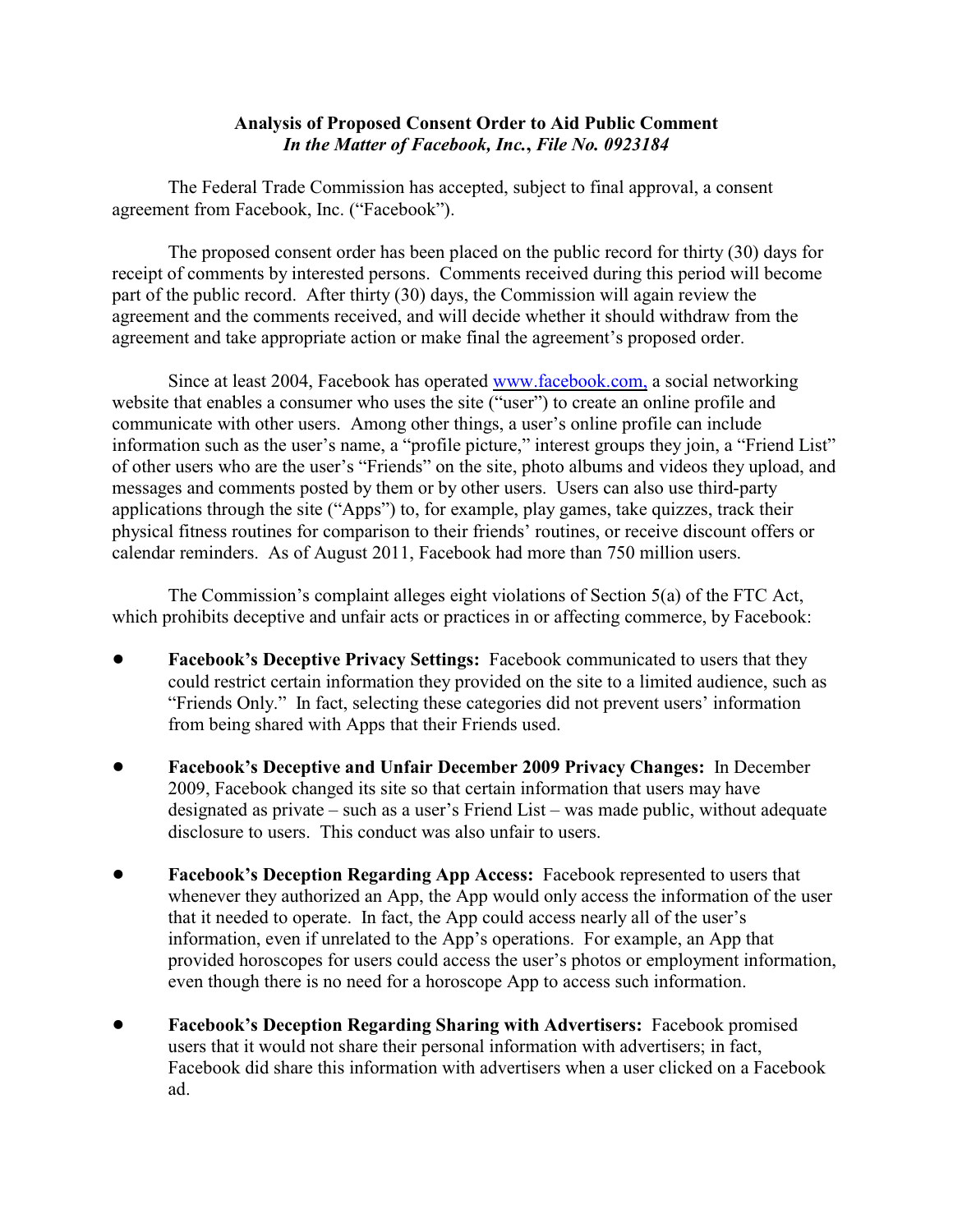**Analysis of Proposed Consent Order to Aid Public Comment**
***In the Matter of Facebook, Inc., File No. 0923184***

The Federal Trade Commission has accepted, subject to final approval, a consent agreement from Facebook, Inc. ("Facebook").

The proposed consent order has been placed on the public record for thirty (30) days for receipt of comments by interested persons. Comments received during this period will become part of the public record. After thirty (30) days, the Commission will again review the agreement and the comments received, and will decide whether it should withdraw from the agreement and take appropriate action or make final the agreement's proposed order.

Since at least 2004, Facebook has operated [www.facebook.com,](http://www.facebook.com) a social networking website that enables a consumer who uses the site ("user") to create an online profile and communicate with other users. Among other things, a user's online profile can include information such as the user's name, a "profile picture," interest groups they join, a "Friend List" of other users who are the user's "Friends" on the site, photo albums and videos they upload, and messages and comments posted by them or by other users. Users can also use third-party applications through the site ("Apps") to, for example, play games, take quizzes, track their physical fitness routines for comparison to their friends' routines, or receive discount offers or calendar reminders. As of August 2011, Facebook had more than 750 million users.

The Commission's complaint alleges eight violations of Section 5(a) of the FTC Act, which prohibits deceptive and unfair acts or practices in or affecting commerce, by Facebook:

- **Facebook's Deceptive Privacy Settings:** Facebook communicated to users that they could restrict certain information they provided on the site to a limited audience, such as "Friends Only." In fact, selecting these categories did not prevent users' information from being shared with Apps that their Friends used.

- **Facebook's Deceptive and Unfair December 2009 Privacy Changes:** In December 2009, Facebook changed its site so that certain information that users may have designated as private – such as a user's Friend List – was made public, without adequate disclosure to users. This conduct was also unfair to users.

- **Facebook's Deception Regarding App Access:** Facebook represented to users that whenever they authorized an App, the App would only access the information of the user that it needed to operate. In fact, the App could access nearly all of the user's information, even if unrelated to the App's operations. For example, an App that provided horoscopes for users could access the user's photos or employment information, even though there is no need for a horoscope App to access such information.

- **Facebook's Deception Regarding Sharing with Advertisers:** Facebook promised users that it would not share their personal information with advertisers; in fact, Facebook did share this information with advertisers when a user clicked on a Facebook ad.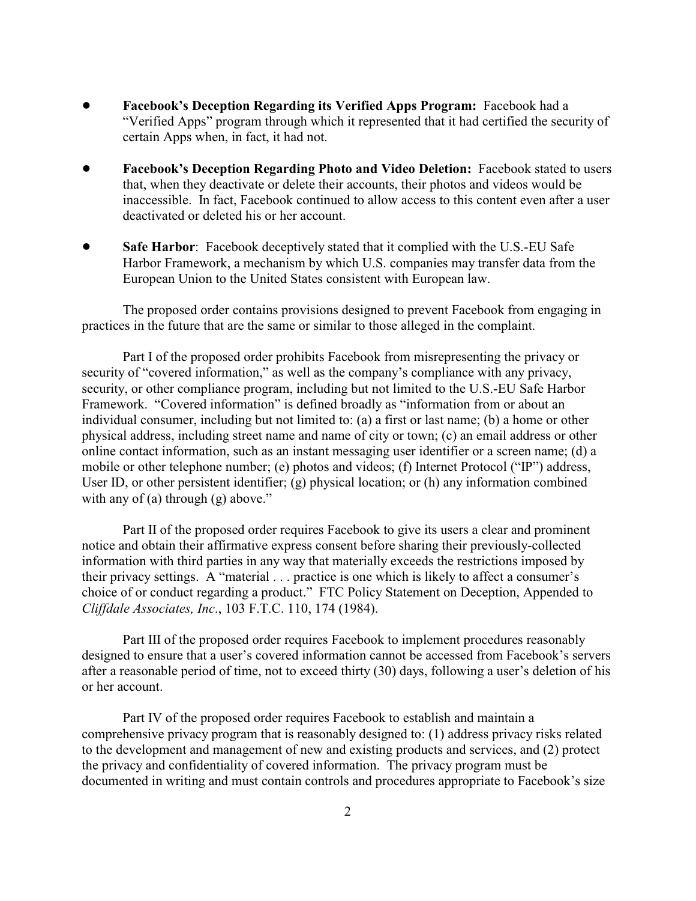- **Facebook's Deception Regarding its Verified Apps Program:** Facebook had a "Verified Apps" program through which it represented that it had certified the security of certain Apps when, in fact, it had not.

- **Facebook's Deception Regarding Photo and Video Deletion:** Facebook stated to users that, when they deactivate or delete their accounts, their photos and videos would be inaccessible. In fact, Facebook continued to allow access to this content even after a user deactivated or deleted his or her account.

- **Safe Harbor**: Facebook deceptively stated that it complied with the U.S.-EU Safe Harbor Framework, a mechanism by which U.S. companies may transfer data from the European Union to the United States consistent with European law.

The proposed order contains provisions designed to prevent Facebook from engaging in practices in the future that are the same or similar to those alleged in the complaint.

Part I of the proposed order prohibits Facebook from misrepresenting the privacy or security of "covered information," as well as the company's compliance with any privacy, security, or other compliance program, including but not limited to the U.S.-EU Safe Harbor Framework. "Covered information" is defined broadly as "information from or about an individual consumer, including but not limited to: (a) a first or last name; (b) a home or other physical address, including street name and name of city or town; (c) an email address or other online contact information, such as an instant messaging user identifier or a screen name; (d) a mobile or other telephone number; (e) photos and videos; (f) Internet Protocol ("IP") address, User ID, or other persistent identifier; (g) physical location; or (h) any information combined with any of (a) through (g) above."

Part II of the proposed order requires Facebook to give its users a clear and prominent notice and obtain their affirmative express consent before sharing their previously-collected information with third parties in any way that materially exceeds the restrictions imposed by their privacy settings. A "material . . . practice is one which is likely to affect a consumer's choice of or conduct regarding a product." FTC Policy Statement on Deception, Appended to *Cliffdale Associates, Inc*., 103 F.T.C. 110, 174 (1984).

Part III of the proposed order requires Facebook to implement procedures reasonably designed to ensure that a user's covered information cannot be accessed from Facebook's servers after a reasonable period of time, not to exceed thirty (30) days, following a user's deletion of his or her account.

Part IV of the proposed order requires Facebook to establish and maintain a comprehensive privacy program that is reasonably designed to: (1) address privacy risks related to the development and management of new and existing products and services, and (2) protect the privacy and confidentiality of covered information. The privacy program must be documented in writing and must contain controls and procedures appropriate to Facebook's size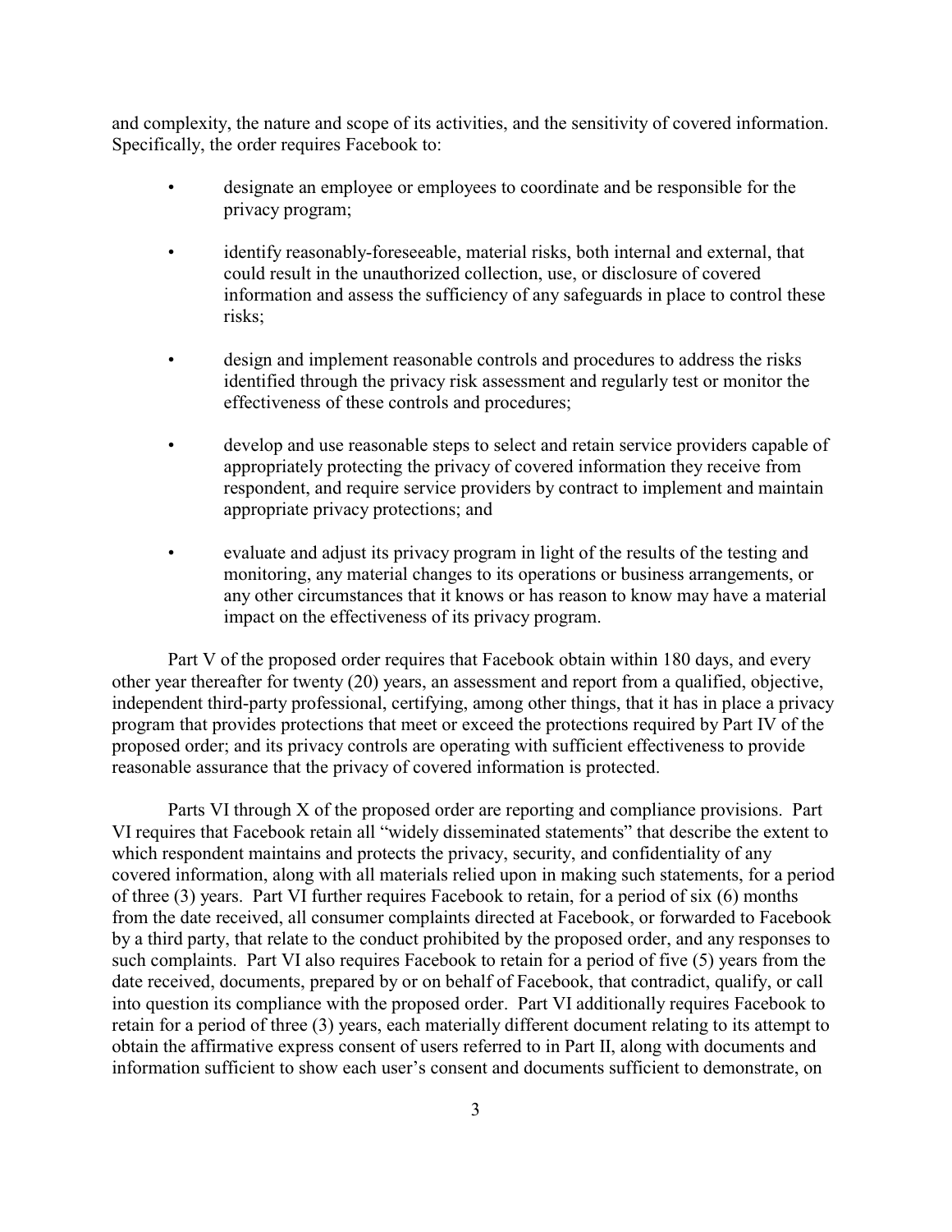and complexity, the nature and scope of its activities, and the sensitivity of covered information. Specifically, the order requires Facebook to:

- designate an employee or employees to coordinate and be responsible for the privacy program;
- identify reasonably-foreseeable, material risks, both internal and external, that could result in the unauthorized collection, use, or disclosure of covered information and assess the sufficiency of any safeguards in place to control these risks;
- design and implement reasonable controls and procedures to address the risks identified through the privacy risk assessment and regularly test or monitor the effectiveness of these controls and procedures;
- develop and use reasonable steps to select and retain service providers capable of appropriately protecting the privacy of covered information they receive from respondent, and require service providers by contract to implement and maintain appropriate privacy protections; and
- evaluate and adjust its privacy program in light of the results of the testing and monitoring, any material changes to its operations or business arrangements, or any other circumstances that it knows or has reason to know may have a material impact on the effectiveness of its privacy program.

Part V of the proposed order requires that Facebook obtain within 180 days, and every other year thereafter for twenty (20) years, an assessment and report from a qualified, objective, independent third-party professional, certifying, among other things, that it has in place a privacy program that provides protections that meet or exceed the protections required by Part IV of the proposed order; and its privacy controls are operating with sufficient effectiveness to provide reasonable assurance that the privacy of covered information is protected.

Parts VI through X of the proposed order are reporting and compliance provisions. Part VI requires that Facebook retain all "widely disseminated statements" that describe the extent to which respondent maintains and protects the privacy, security, and confidentiality of any covered information, along with all materials relied upon in making such statements, for a period of three (3) years. Part VI further requires Facebook to retain, for a period of six (6) months from the date received, all consumer complaints directed at Facebook, or forwarded to Facebook by a third party, that relate to the conduct prohibited by the proposed order, and any responses to such complaints. Part VI also requires Facebook to retain for a period of five (5) years from the date received, documents, prepared by or on behalf of Facebook, that contradict, qualify, or call into question its compliance with the proposed order. Part VI additionally requires Facebook to retain for a period of three (3) years, each materially different document relating to its attempt to obtain the affirmative express consent of users referred to in Part II, along with documents and information sufficient to show each user's consent and documents sufficient to demonstrate, on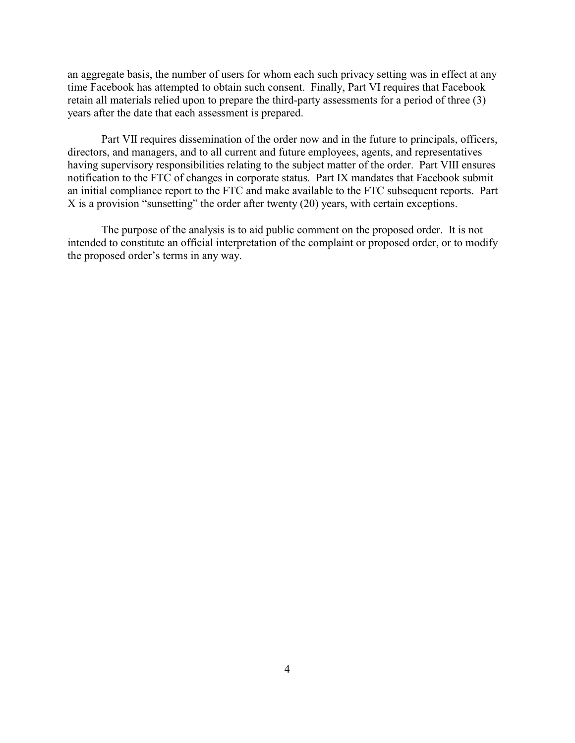an aggregate basis, the number of users for whom each such privacy setting was in effect at any time Facebook has attempted to obtain such consent. Finally, Part VI requires that Facebook retain all materials relied upon to prepare the third-party assessments for a period of three (3) years after the date that each assessment is prepared.

Part VII requires dissemination of the order now and in the future to principals, officers, directors, and managers, and to all current and future employees, agents, and representatives having supervisory responsibilities relating to the subject matter of the order. Part VIII ensures notification to the FTC of changes in corporate status. Part IX mandates that Facebook submit an initial compliance report to the FTC and make available to the FTC subsequent reports. Part X is a provision "sunsetting" the order after twenty (20) years, with certain exceptions.

The purpose of the analysis is to aid public comment on the proposed order. It is not intended to constitute an official interpretation of the complaint or proposed order, or to modify the proposed order's terms in any way.